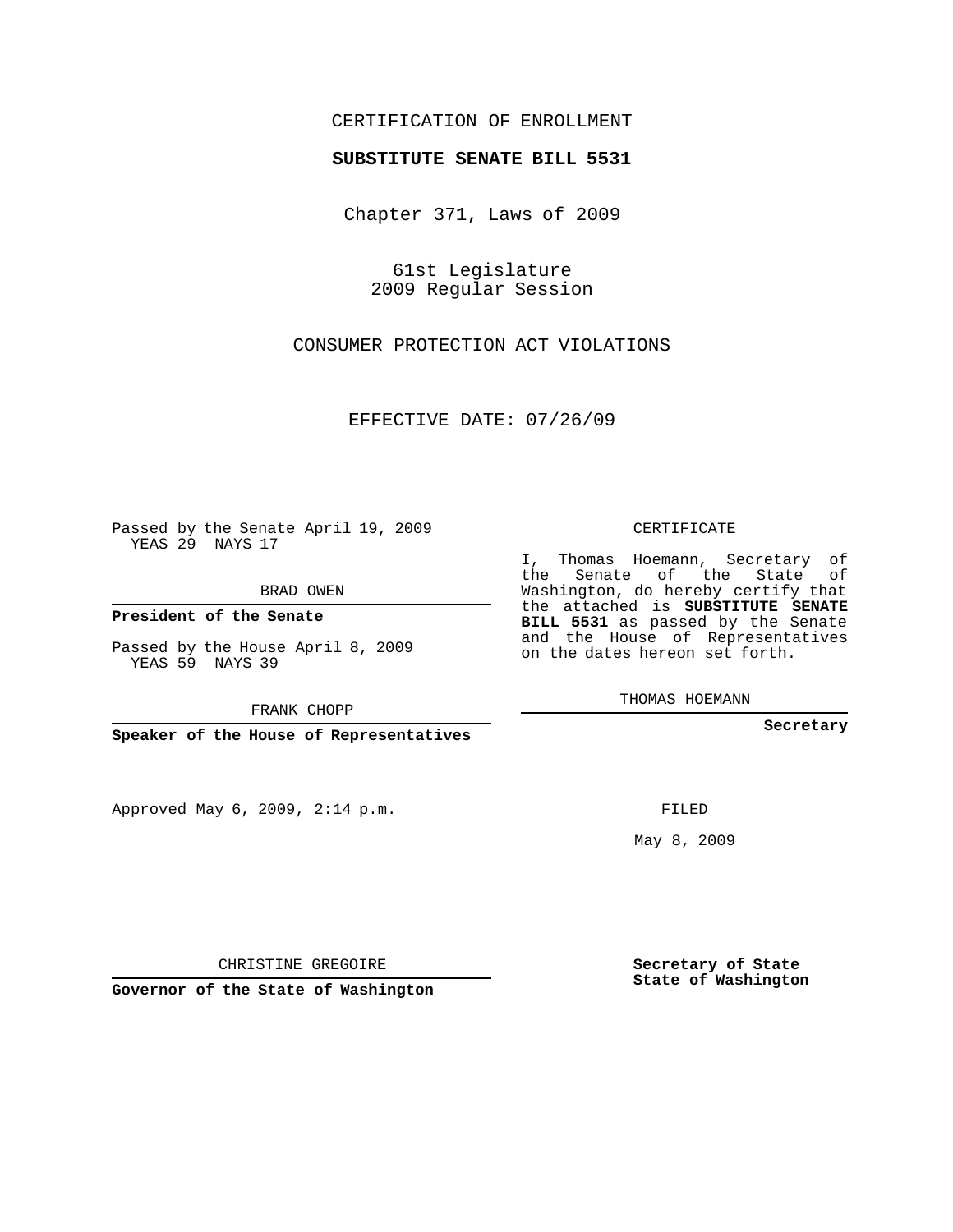CERTIFICATION OF ENROLLMENT

**SUBSTITUTE SENATE BILL 5531**

Chapter 371, Laws of 2009

61st Legislature
2009 Regular Session

CONSUMER PROTECTION ACT VIOLATIONS

EFFECTIVE DATE: 07/26/09

Passed by the Senate April 19, 2009
YEAS 29 NAYS 17

BRAD OWEN

**President of the Senate**

Passed by the House April 8, 2009
YEAS 59 NAYS 39

FRANK CHOPP

**Speaker of the House of Representatives**

Approved May 6, 2009, 2:14 p.m.

CHRISTINE GREGOIRE

**Governor of the State of Washington**

CERTIFICATE

I, Thomas Hoemann, Secretary of the Senate of the State of Washington, do hereby certify that the attached is **SUBSTITUTE SENATE BILL 5531** as passed by the Senate and the House of Representatives on the dates hereon set forth.

THOMAS HOEMANN

**Secretary**

FILED

May 8, 2009

**Secretary of State**
**State of Washington**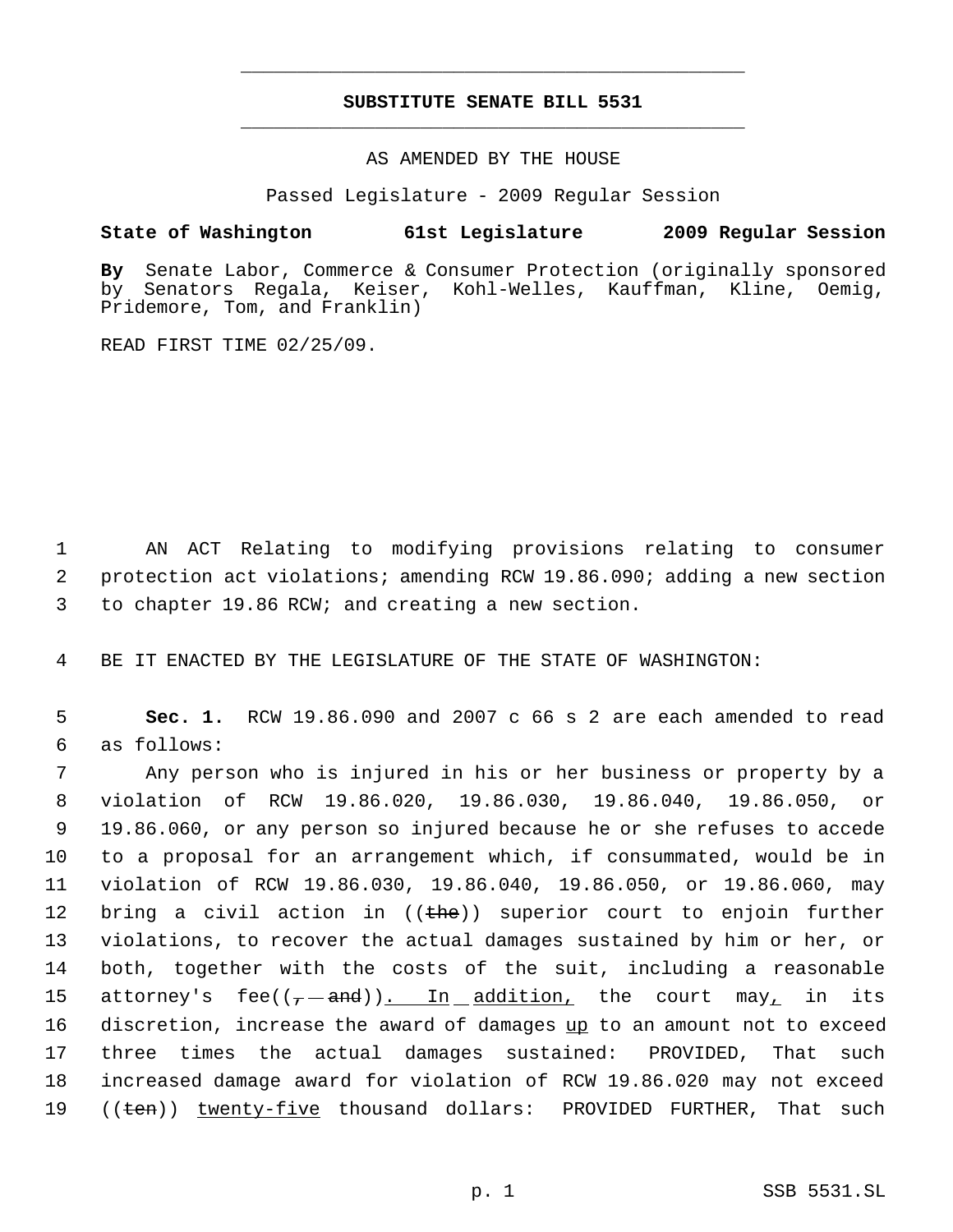# SUBSTITUTE SENATE BILL 5531

AS AMENDED BY THE HOUSE

Passed Legislature - 2009 Regular Session

**State of Washington 61st Legislature 2009 Regular Session**

**By** Senate Labor, Commerce & Consumer Protection (originally sponsored by Senators Regala, Keiser, Kohl-Welles, Kauffman, Kline, Oemig, Pridemore, Tom, and Franklin)

READ FIRST TIME 02/25/09.

1 AN ACT Relating to modifying provisions relating to consumer
2 protection act violations; amending RCW 19.86.090; adding a new section
3 to chapter 19.86 RCW; and creating a new section.

4 BE IT ENACTED BY THE LEGISLATURE OF THE STATE OF WASHINGTON:

5 **Sec. 1.** RCW 19.86.090 and 2007 c 66 s 2 are each amended to read
6 as follows:

7 Any person who is injured in his or her business or property by a
8 violation of RCW 19.86.020, 19.86.030, 19.86.040, 19.86.050, or
9 19.86.060, or any person so injured because he or she refuses to accede
10 to a proposal for an arrangement which, if consummated, would be in
11 violation of RCW 19.86.030, 19.86.040, 19.86.050, or 19.86.060, may
12 bring a civil action in ((~~the~~)) superior court to enjoin further
13 violations, to recover the actual damages sustained by him or her, or
14 both, together with the costs of the suit, including a reasonable
15 attorney's fee((~~, and~~)). In addition, the court may, in its
16 discretion, increase the award of damages up to an amount not to exceed
17 three times the actual damages sustained: PROVIDED, That such
18 increased damage award for violation of RCW 19.86.020 may not exceed
19 ((~~ten~~)) twenty-five thousand dollars: PROVIDED FURTHER, That such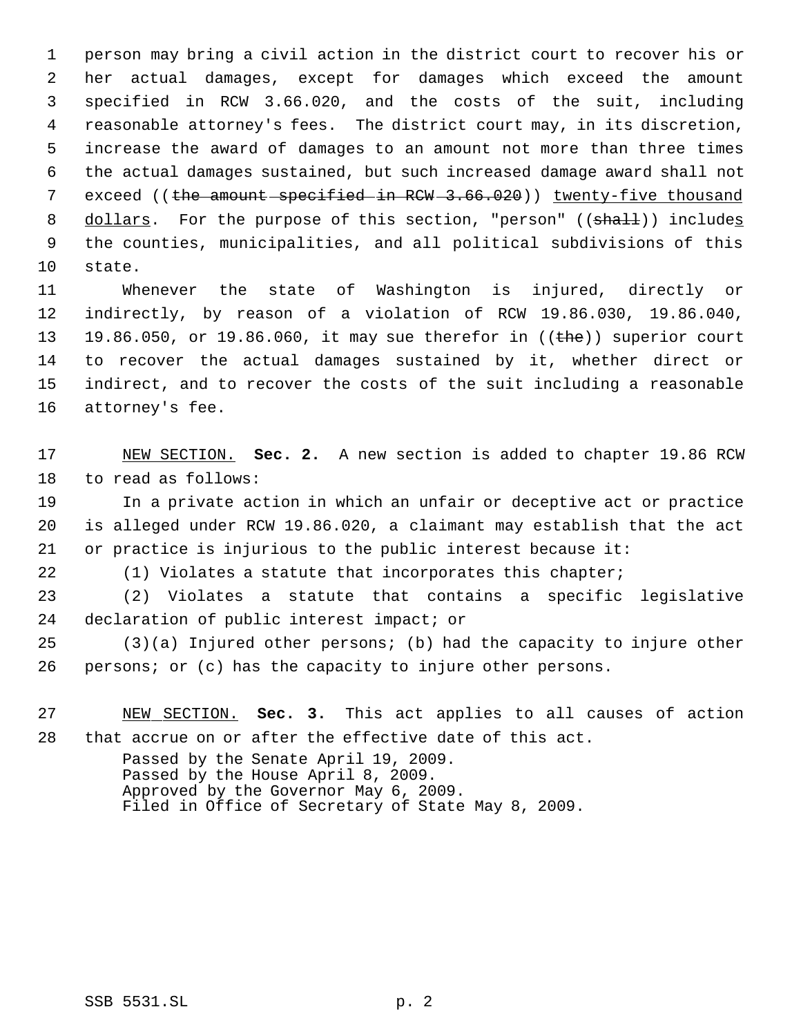person may bring a civil action in the district court to recover his or her actual damages, except for damages which exceed the amount specified in RCW 3.66.020, and the costs of the suit, including reasonable attorney's fees. The district court may, in its discretion, increase the award of damages to an amount not more than three times the actual damages sustained, but such increased damage award shall not exceed ((~~the amount specified in RCW 3.66.020~~)) <u>twenty-five thousand dollars</u>. For the purpose of this section, "person" ((~~shall~~)) include<u>s</u> the counties, municipalities, and all political subdivisions of this state.

Whenever the state of Washington is injured, directly or indirectly, by reason of a violation of RCW 19.86.030, 19.86.040, 19.86.050, or 19.86.060, it may sue therefor in ((~~the~~)) superior court to recover the actual damages sustained by it, whether direct or indirect, and to recover the costs of the suit including a reasonable attorney's fee.

<u>NEW SECTION.</u> **Sec. 2.** A new section is added to chapter 19.86 RCW to read as follows:

In a private action in which an unfair or deceptive act or practice is alleged under RCW 19.86.020, a claimant may establish that the act or practice is injurious to the public interest because it:

(1) Violates a statute that incorporates this chapter;

(2) Violates a statute that contains a specific legislative declaration of public interest impact; or

(3)(a) Injured other persons; (b) had the capacity to injure other persons; or (c) has the capacity to injure other persons.

<u>NEW SECTION.</u> **Sec. 3.** This act applies to all causes of action that accrue on or after the effective date of this act.

Passed by the Senate April 19, 2009.
Passed by the House April 8, 2009.
Approved by the Governor May 6, 2009.
Filed in Office of Secretary of State May 8, 2009.